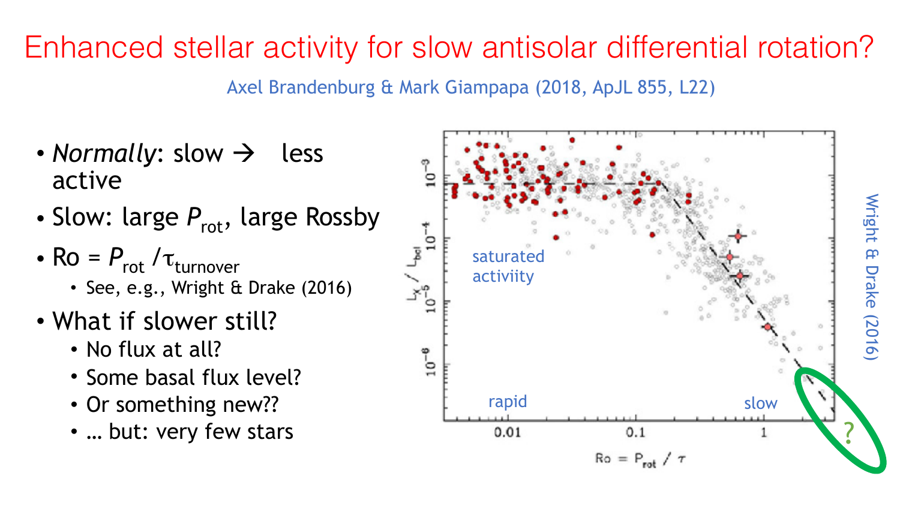# Enhanced stellar activity for slow antisolar differential rotation?

Axel Brandenburg & Mark Giampapa (2018, ApJL 855, L22)

- *Normally*: slow → less active
- Slow: large $P_{rot}$, large Rossby
- $Ro = P_{rot} / \tau_{turnover}$
  - See, e.g., Wright & Drake (2016)
- What if slower still?
  - No flux at all?
  - Some basal flux level?
  - Or something new??
  - … but: very few stars

saturated activiity

rapid

slow

?

$Ro = P_{rot} / \tau$

$L_X / L_{bol}$

Wright & Drake (2016)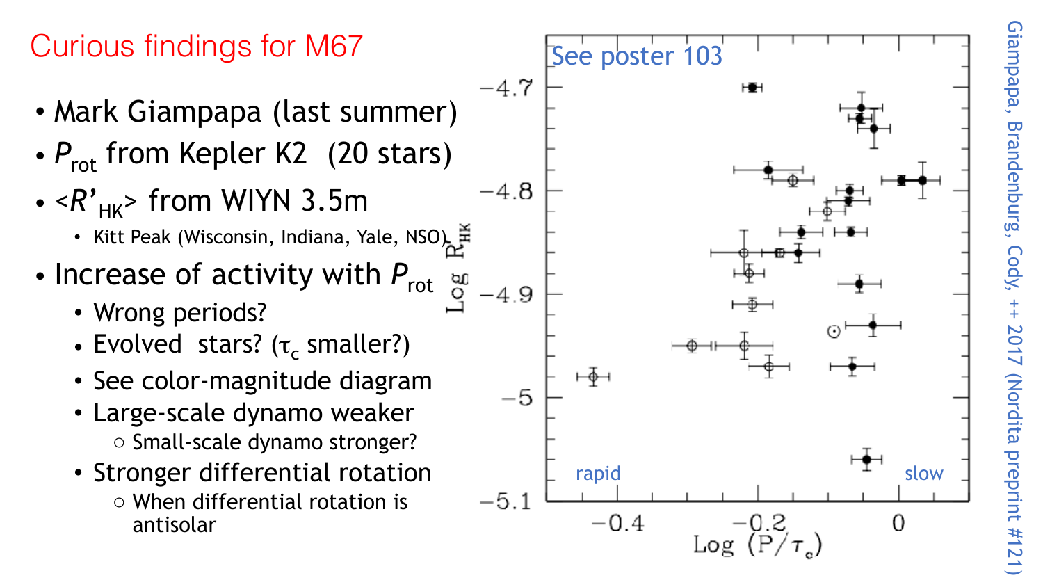# Curious findings for M67

- Mark Giampapa (last summer)
- $P_{rot}$ from Kepler K2 (20 stars)
- $<R'_{HK}>$ from WIYN 3.5m
  - Kitt Peak (Wisconsin, Indiana, Yale, NSO)
- Increase of activity with $P_{rot}$
  - Wrong periods?
  - Evolved stars? ($\tau_c$ smaller?)
  - See color-magnitude diagram
  - Large-scale dynamo weaker
    - Small-scale dynamo stronger?
  - Stronger differential rotation
    - When differential rotation is antisolar

See poster 103

Giampapa, Brandenburg, Cody, ++ 2017 (Nordita preprint #121)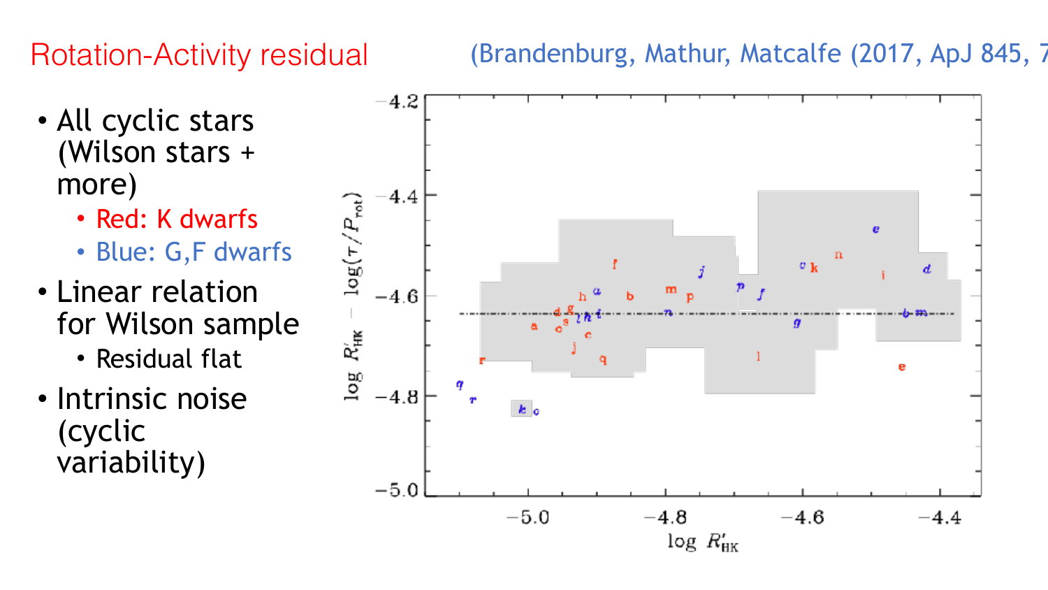# Rotation-Activity residual

(Brandenburg, Mathur, Matcalfe (2017, ApJ 845, 7

- All cyclic stars (Wilson stars + more)
  - Red: K dwarfs
  - Blue: G,F dwarfs
- Linear relation for Wilson sample
  - Residual flat
- Intrinsic noise (cyclic variability)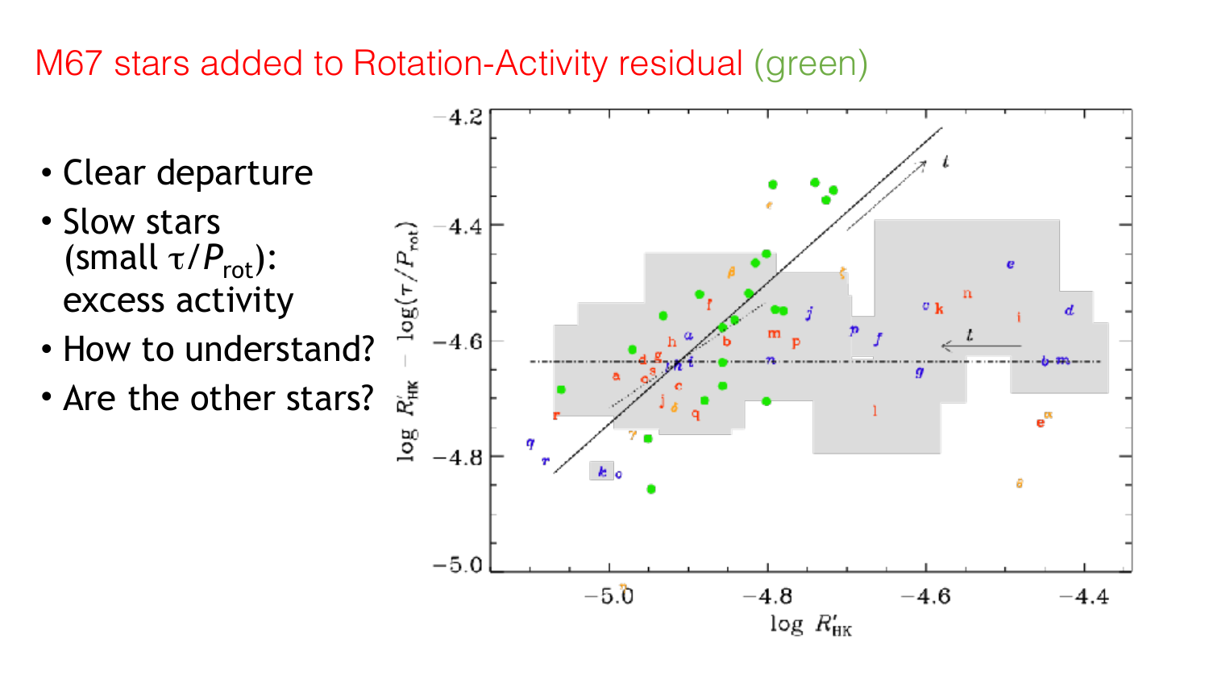# M67 stars added to Rotation-Activity residual (green)

- Clear departure
- Slow stars (small $\tau/P_{rot}$): excess activity
- How to understand?
- Are the other stars?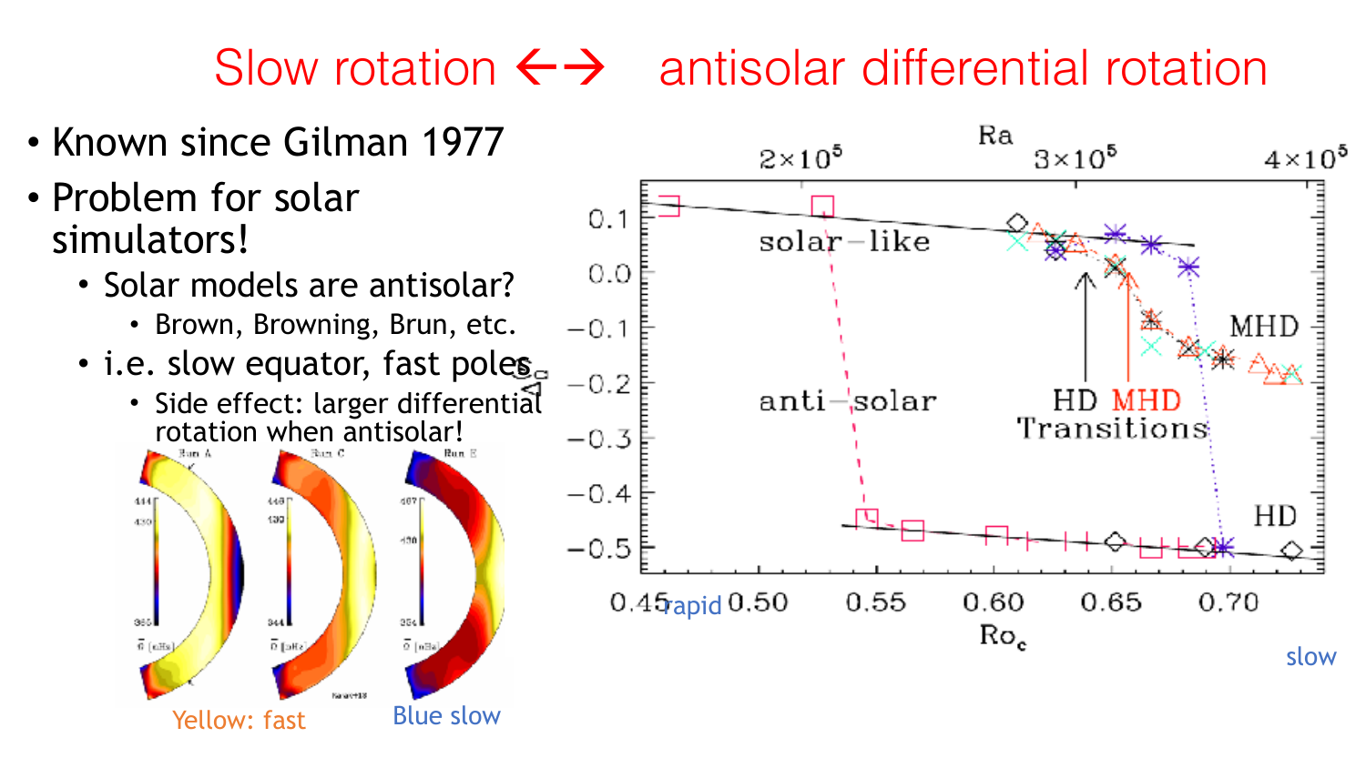# Slow rotation ←→ antisolar differential rotation

- Known since Gilman 1977
- Problem for solar simulators!
  - Solar models are antisolar?
    - Brown, Browning, Brun, etc.
  - i.e. slow equator, fast poles
    - Side effect: larger differential rotation when antisolar!

Yellow: fast

Blue slow

rapid

slow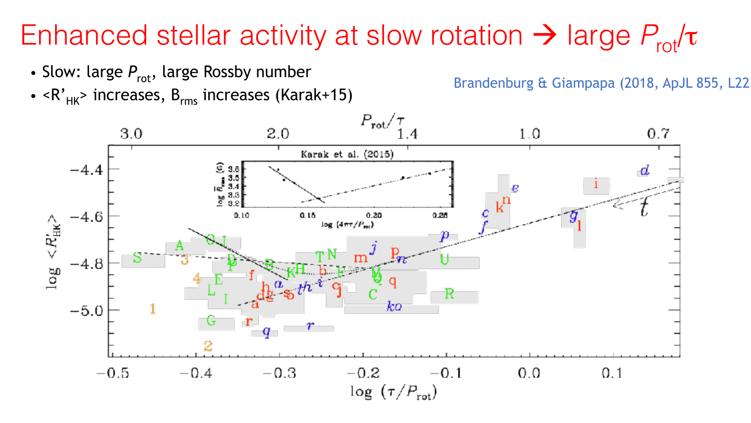# Enhanced stellar activity at slow rotation → large $P_{rot}/\tau$

- Slow: large $P_{rot}$, large Rossby number
- $\langle R'_{HK}\rangle$ increases, $B_{rms}$ increases (Karak+15)

Brandenburg & Giampapa (2018, ApJL 855, L22)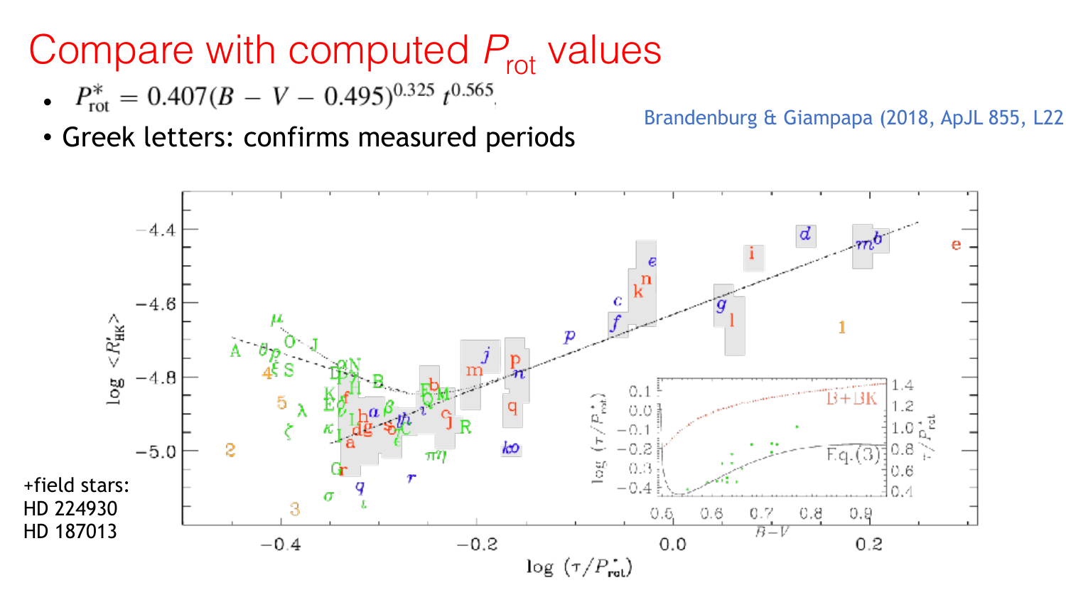# Compare with computed $P_{rot}$ values

- $P^*_{\rm rot} = 0.407(B - V - 0.495)^{0.325}\, t^{0.565}$
- Greek letters: confirms measured periods

Brandenburg & Giampapa (2018, ApJL 855, L22

+field stars:
HD 224930
HD 187013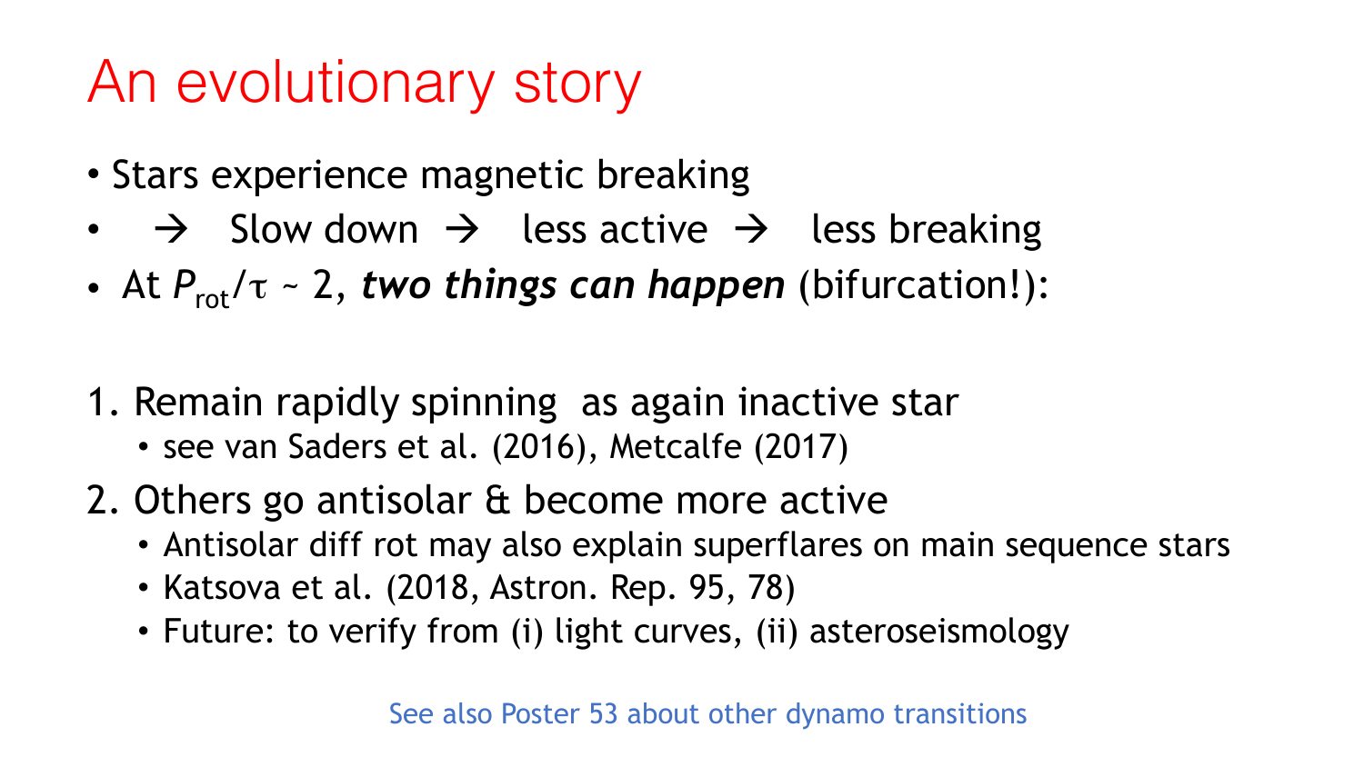# An evolutionary story

- Stars experience magnetic breaking
- → Slow down → less active → less breaking
- At $P_{rot}/\tau$ ~ 2, ***two things can happen*** (bifurcation!):

1. Remain rapidly spinning as again inactive star
   - see van Saders et al. (2016), Metcalfe (2017)
2. Others go antisolar & become more active
   - Antisolar diff rot may also explain superflares on main sequence stars
   - Katsova et al. (2018, Astron. Rep. 95, 78)
   - Future: to verify from (i) light curves, (ii) asteroseismology

See also Poster 53 about other dynamo transitions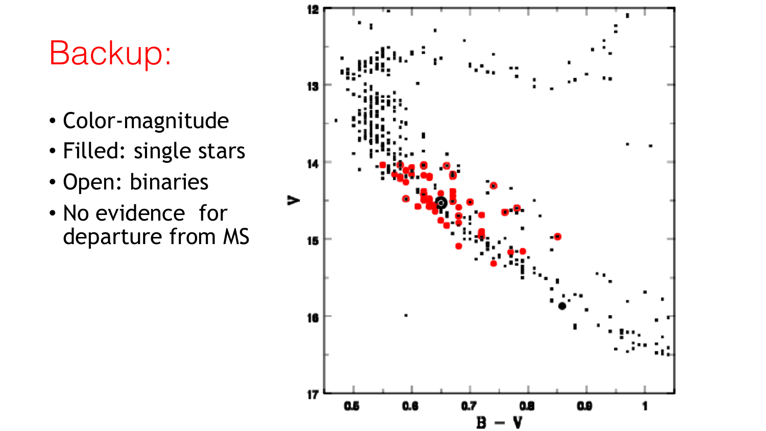# Backup:

- Color-magnitude
- Filled: single stars
- Open: binaries
- No evidence for departure from MS

V

B − V

12
13
14
15
16
17

0.5
0.6
0.7
0.8
0.9
1